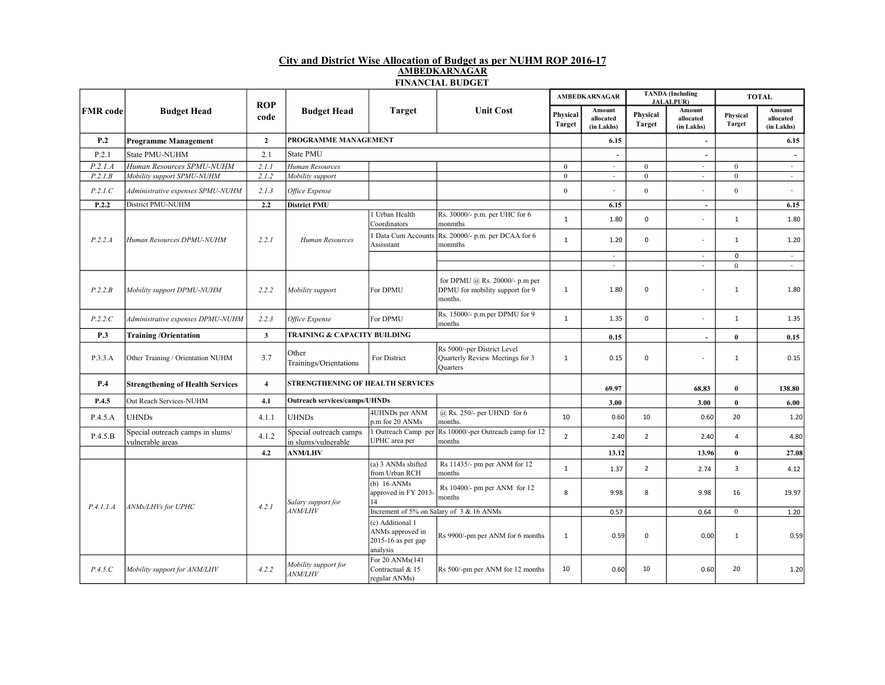## City and District Wise Allocation of Budget as per NUHM ROP 2016-17

### AMBEDKARNAGAR

### FINANCIAL BUDGET

| FMR code | Budget Head | ROP code | Budget Head | Target | Unit Cost | AMBEDKARNAGAR | | TANDA (Including JALALPUR) | | TOTAL | |
|---|---|---|---|---|---|---|---|---|---|---|---|
| | | | | | | Physical Target | Amount allocated (in Lakhs) | Physical Target | Amount allocated (in Lakhs) | Physical Target | Amount allocated (in Lakhs) |
| **P.2** | **Programme Management** | **2** | **PROGRAMME MANAGEMENT** | | | | **6.15** | | **-** | | **6.15** |
| P.2.1 | State PMU-NUHM | 2.1 | State PMU | | | | **-** | | **-** | | **-** |
| *P.2.1.A* | *Human Resources SPMU-NUHM* | *2.1.1* | *Human Resources* | | | 0 | - | 0 | - | 0 | - |
| *P.2.1.B* | *Mobility support SPMU-NUHM* | *2.1.2* | *Mobility support* | | | 0 | - | 0 | - | 0 | - |
| *P.2.1.C* | *Administrative expenses SPMU-NUHM* | *2.1.3* | *Office Expense* | | | 0 | - | 0 | - | 0 | - |
| **P.2.2** | District PMU-NUHM | **2.2** | **District PMU** | | | | **6.15** | | **-** | | **6.15** |
| *P.2.2.A* | *Human Resources DPMU-NUHM* | *2.2.1* | *Human Resources* | 1 Urban Health Coordinators | Rs. 30000/- p.m. per UHC for 6 monmths | 1 | 1.80 | 0 | - | 1 | 1.80 |
| | | | | 1 Data Cum Accounts Assisstant | Rs. 20000/- p.m. per DCAA for 6 monmths | 1 | 1.20 | 0 | - | 1 | 1.20 |
| | | | | | | | - | | - | 0 | - |
| | | | | | | | - | | - | 0 | - |
| *P.2.2.B* | *Mobility support DPMU-NUHM* | *2.2.2* | *Mobility support* | For DPMU | for DPMU @ Rs. 20000/- p.m per DPMU for mobility support for 9 months. | 1 | 1.80 | 0 | - | 1 | 1.80 |
| *P.2.2.C* | *Administrative expenses DPMU-NUHM* | *2.2.3* | *Office Expense* | For DPMU | Rs. 15000/- p.m.per DPMU for 9 months | 1 | 1.35 | 0 | - | 1 | 1.35 |
| **P.3** | **Training /Orientation** | **3** | **TRAINING & CAPACITY BUILDING** | | | | **0.15** | | **-** | **0** | **0.15** |
| P.3.3.A | Other Training / Orientation NUHM | 3.7 | Other Trainings/Orientations | For District | Rs 5000/-per District Level Quarterly Review Meetings for 3 Quarters | 1 | 0.15 | 0 | - | 1 | 0.15 |
| **P.4** | **Strengthening of Health Services** | **4** | **STRENGTHENING OF HEALTH SERVICES** | | | | **69.97** | | **68.83** | **0** | **138.80** |
| **P.4.5** | Out Reach Services-NUHM | **4.1** | **Outreach services/camps/UHNDs** | | | | **3.00** | | **3.00** | **0** | **6.00** |
| P.4.5.A | UHNDs | 4.1.1 | UHNDs | 4UHNDs per ANM p.m for 20 ANMs | @ Rs. 250/- per UHND for 6 months. | 10 | 0.60 | 10 | 0.60 | 20 | 1.20 |
| P.4.5.B | Special outreach camps in slums/ vulnerable areas | 4.1.2 | Special outreach camps in slums/vulnerable | 1 Outreach Camp per UPHC area per | Rs 10000/-per Outreach camp for 12 months | 2 | 2.40 | 2 | 2.40 | 4 | 4.80 |
| | | **4.2** | **ANM/LHV** | | | | **13.12** | | **13.96** | **0** | **27.08** |
| *P.4.1.1.A* | *ANMs/LHVs for UPHC* | *4.2.1* | *Salary support for ANM/LHV* | (a) 3 ANMs shifted from Urban RCH | Rs 11435/- pm per ANM for 12 months | 1 | 1.37 | 2 | 2.74 | 3 | 4.12 |
| | | | | (b) 16 ANMs approved in FY 2013-14 | Rs 10400/- pm per ANM for 12 months | 8 | 9.98 | 8 | 9.98 | 16 | 19.97 |
| | | | | Increment of 5% on Salary of 3 & 16 ANMs | | | 0.57 | | 0.64 | 0 | 1.20 |
| | | | | (c) Additional 1 ANMs approved in 2015-16 as per gap analysis | Rs 9900/-pm per ANM for 6 months | 1 | 0.59 | 0 | 0.00 | 1 | 0.59 |
| *P.4.5.C* | *Mobility support for ANM/LHV* | *4.2.2* | *Mobility support for ANM/LHV* | For 20 ANMs(141 Contractual & 15 regular ANMs) | Rs 500/-pm per ANM for 12 months | 10 | 0.60 | 10 | 0.60 | 20 | 1.20 |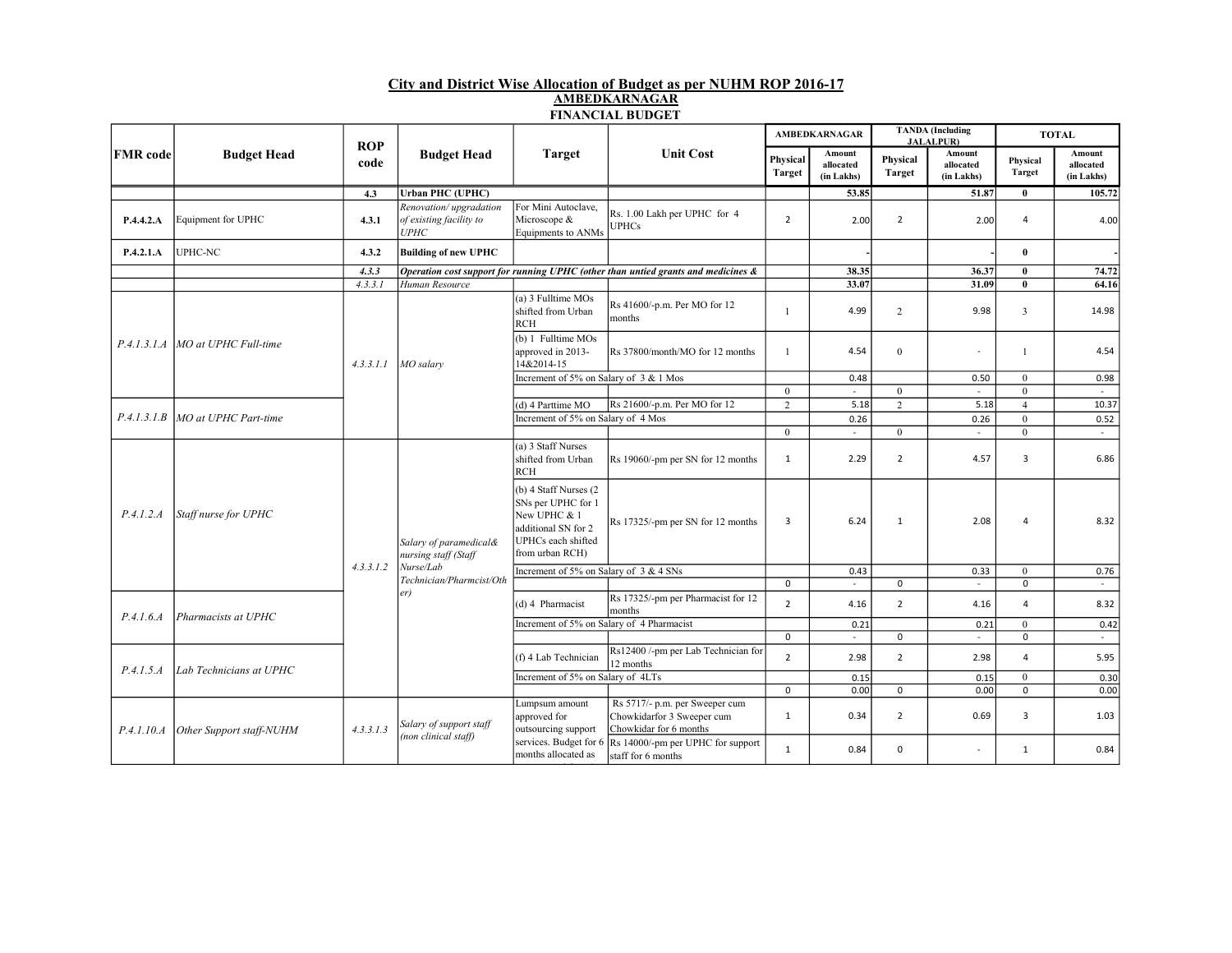# City and District Wise Allocation of Budget as per NUHM ROP 2016-17

## AMBEDKARNAGAR

### FINANCIAL BUDGET

| FMR code | Budget Head | ROP code | Budget Head | Target | Unit Cost | AMBEDKARNAGAR | | TANDA (Including JALALPUR) | | TOTAL | |
|---|---|---|---|---|---|---|---|---|---|---|---|
| | | | | | | Physical Target | Amount allocated (in Lakhs) | Physical Target | Amount allocated (in Lakhs) | Physical Target | Amount allocated (in Lakhs) |
| | | 4.3 | **Urban PHC (UPHC)** | | | | **53.85** | | **51.87** | **0** | **105.72** |
| **P.4.4.2.A** | Equipment for UPHC | **4.3.1** | *Renovation/ upgradation of existing facility to UPHC* | For Mini Autoclave, Microscope & Equipments to ANMs | Rs. 1.00 Lakh per UPHC for 4 UPHCs | 2 | 2.00 | 2 | 2.00 | 4 | 4.00 |
| **P.4.2.1.A** | UPHC-NC | **4.3.2** | **Building of new UPHC** | | | | - | | - | **0** | - |
| | | *4.3.3* | ***Operation cost support for running UPHC (other than untied grants and medicines &*** | | | | **38.35** | | **36.37** | **0** | **74.72** |
| | | *4.3.3.1* | *Human Resource* | | | | **33.07** | | **31.09** | **0** | **64.16** |
| *P.4.1.3.1.A* | *MO at UPHC Full-time* | *4.3.3.1.1* | *MO salary* | (a) 3 Fulltime MOs shifted from Urban RCH | Rs 41600/-p.m. Per MO for 12 months | 1 | 4.99 | 2 | 9.98 | 3 | 14.98 |
| | | | | (b) 1 Fulltime MOs approved in 2013-14&2014-15 | Rs 37800/month/MO for 12 months | 1 | 4.54 | 0 | - | 1 | 4.54 |
| | | | | Increment of 5% on Salary of 3 & 1 Mos | | | 0.48 | | 0.50 | 0 | 0.98 |
| | | | | | | 0 | - | 0 | - | 0 | - |
| *P.4.1.3.1.B* | *MO at UPHC Part-time* | | | (d) 4 Parttime MO | Rs 21600/-p.m. Per MO for 12 | 2 | 5.18 | 2 | 5.18 | 4 | 10.37 |
| | | | | Increment of 5% on Salary of 4 Mos | | | 0.26 | | 0.26 | 0 | 0.52 |
| | | | | | | 0 | - | 0 | - | 0 | - |
| *P.4.1.2.A* | *Staff nurse for UPHC* | *4.3.3.1.2* | *Salary of paramedical& nursing staff (Staff Nurse/Lab Technician/Pharmcist/Other)* | (a) 3 Staff Nurses shifted from Urban RCH | Rs 19060/-pm per SN for 12 months | 1 | 2.29 | 2 | 4.57 | 3 | 6.86 |
| | | | | (b) 4 Staff Nurses (2 SNs per UPHC for 1 New UPHC & 1 additional SN for 2 UPHCs each shifted from urban RCH) | Rs 17325/-pm per SN for 12 months | 3 | 6.24 | 1 | 2.08 | 4 | 8.32 |
| | | | | Increment of 5% on Salary of 3 & 4 SNs | | | 0.43 | | 0.33 | 0 | 0.76 |
| | | | | | | 0 | - | 0 | - | 0 | - |
| *P.4.1.6.A* | *Pharmacists at UPHC* | | | (d) 4 Pharmacist | Rs 17325/-pm per Pharmacist for 12 months | 2 | 4.16 | 2 | 4.16 | 4 | 8.32 |
| | | | | Increment of 5% on Salary of 4 Pharmacist | | | 0.21 | | 0.21 | 0 | 0.42 |
| | | | | | | 0 | - | 0 | - | 0 | - |
| *P.4.1.5.A* | *Lab Technicians at UPHC* | | | (f) 4 Lab Technician | Rs12400 /-pm per Lab Technician for 12 months | 2 | 2.98 | 2 | 2.98 | 4 | 5.95 |
| | | | | Increment of 5% on Salary of 4LTs | | | 0.15 | | 0.15 | 0 | 0.30 |
| | | | | | | 0 | 0.00 | 0 | 0.00 | 0 | 0.00 |
| *P.4.1.10.A* | *Other Support staff-NUHM* | *4.3.3.1.3* | *Salary of support staff (non clinical staff)* | Lumpsum amount approved for outsourcing support services. Budget for 6 months allocated as | Rs 5717/- p.m. per Sweeper cum Chowkidarfor 3 Sweeper cum Chowkidar for 6 months | 1 | 0.34 | 2 | 0.69 | 3 | 1.03 |
| | | | | | Rs 14000/-pm per UPHC for support staff for 6 months | 1 | 0.84 | 0 | - | 1 | 0.84 |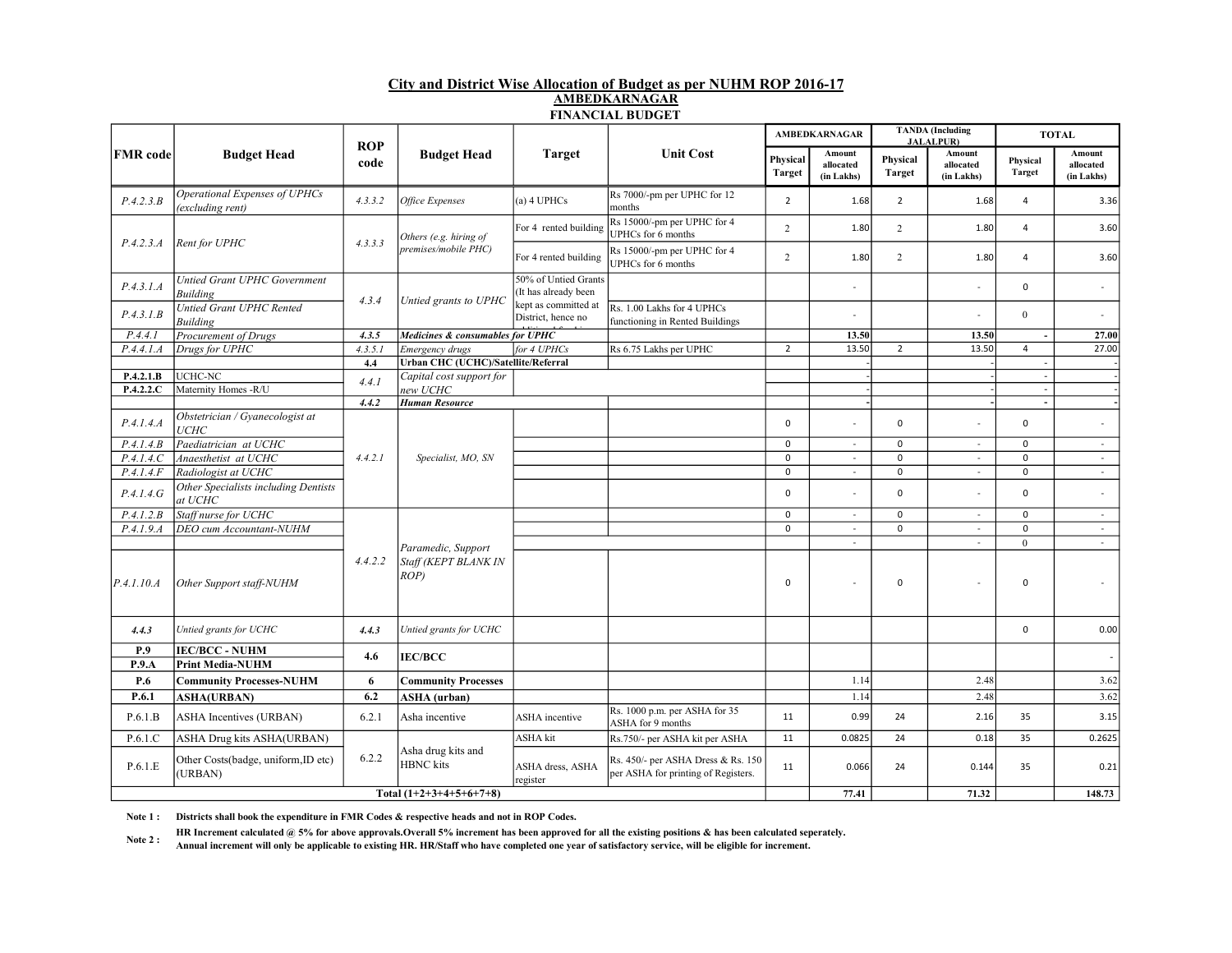## City and District Wise Allocation of Budget as per NUHM ROP 2016-17

### AMBEDKARNAGAR

### FINANCIAL BUDGET

| FMR code | Budget Head | ROP code | Budget Head | Target | Unit Cost | AMBEDKARNAGAR | | TANDA (Including JALALPUR) | | TOTAL | |
|---|---|---|---|---|---|---|---|---|---|---|---|
| | | | | | | Physical Target | Amount allocated (in Lakhs) | Physical Target | Amount allocated (in Lakhs) | Physical Target | Amount allocated (in Lakhs) |
| P.4.2.3.B | *Operational Expenses of UPHCs (excluding rent)* | 4.3.3.2 | *Office Expenses* | (a) 4 UPHCs | Rs 7000/-pm per UPHC for 12 months | 2 | 1.68 | 2 | 1.68 | 4 | 3.36 |
| P.4.2.3.A | *Rent for UPHC* | 4.3.3.3 | *Others (e.g. hiring of premises/mobile PHC)* | For 4 rented building | Rs 15000/-pm per UPHC for 4 UPHCs for 6 months | 2 | 1.80 | 2 | 1.80 | 4 | 3.60 |
| | | | | For 4 rented building | Rs 15000/-pm per UPHC for 4 UPHCs for 6 months | 2 | 1.80 | 2 | 1.80 | 4 | 3.60 |
| P.4.3.1.A | *Untied Grant UPHC Government Building* | 4.3.4 | *Untied grants to UPHC* | 50% of Untied Grants (It has already been kept as committed at District, hence no | | | - | | - | 0 | - |
| P.4.3.1.B | *Untied Grant UPHC Rented Building* | | | | Rs. 1.00 Lakhs for 4 UPHCs functioning in Rented Buildings | | - | | - | 0 | - |
| P.4.4.1 | *Procurement of Drugs* | **4.3.5** | ***Medicines & consumables for UPHC*** | | | | **13.50** | | **13.50** | **-** | **27.00** |
| P.4.4.1.A | *Drugs for UPHC* | 4.3.5.1 | *Emergency drugs* | *for 4 UPHCs* | Rs 6.75 Lakhs per UPHC | 2 | 13.50 | 2 | 13.50 | 4 | 27.00 |
| | | **4.4** | **Urban CHC (UCHC)/Satellite/Referral** | | | | - | | - | - | - |
| **P.4.2.1.B** | UCHC-NC | 4.4.1 | *Capital cost support for new UCHC* | | | | - | | - | - | - |
| **P.4.2.2.C** | Maternity Homes -R/U | | | | | | - | | - | - | - |
| | | **4.4.2** | ***Human Resource*** | | | | **-** | | **-** | **-** | **-** |
| P.4.1.4.A | *Obstetrician / Gyanecologist at UCHC* | 4.4.2.1 | *Specialist, MO, SN* | | | 0 | - | 0 | - | 0 | - |
| P.4.1.4.B | *Paediatrician at UCHC* | | | | | 0 | - | 0 | - | 0 | - |
| P.4.1.4.C | *Anaesthetist at UCHC* | | | | | 0 | - | 0 | - | 0 | - |
| P.4.1.4.F | *Radiologist at UCHC* | | | | | 0 | - | 0 | - | 0 | - |
| P.4.1.4.G | *Other Specialists including Dentists at UCHC* | | | | | 0 | - | 0 | - | 0 | - |
| P.4.1.2.B | *Staff nurse for UCHC* | 4.4.2.2 | *Paramedic, Support Staff (KEPT BLANK IN ROP)* | | | 0 | - | 0 | - | 0 | - |
| P.4.1.9.A | *DEO cum Accountant-NUHM* | | | | | 0 | - | 0 | - | 0 | - |
| | | | | | | | - | | - | 0 | - |
| P.4.1.10.A | *Other Support staff-NUHM* | | | | | 0 | - | 0 | - | 0 | - |
| ***4.4.3*** | *Untied grants for UCHC* | ***4.4.3*** | *Untied grants for UCHC* | | | | | | | 0 | 0.00 |
| **P.9** | **IEC/BCC - NUHM** | **4.6** | **IEC/BCC** | | | | | | | | - |
| **P.9.A** | **Print Media-NUHM** | | | | | | | | | | |
| **P.6** | **Community Processes-NUHM** | **6** | **Community Processes** | | | | 1.14 | | 2.48 | | 3.62 |
| **P.6.1** | **ASHA(URBAN)** | **6.2** | **ASHA (urban)** | | | | 1.14 | | 2.48 | | 3.62 |
| P.6.1.B | ASHA Incentives (URBAN) | 6.2.1 | Asha incentive | ASHA incentive | Rs. 1000 p.m. per ASHA for 35 ASHA for 9 months | 11 | 0.99 | 24 | 2.16 | 35 | 3.15 |
| P.6.1.C | ASHA Drug kits ASHA(URBAN) | 6.2.2 | Asha drug kits and HBNC kits | ASHA kit | Rs.750/- per ASHA kit per ASHA | 11 | 0.0825 | 24 | 0.18 | 35 | 0.2625 |
| P.6.1.E | Other Costs(badge, uniform,ID etc) (URBAN) | | | ASHA dress, ASHA register | Rs. 450/- per ASHA Dress & Rs. 150 per ASHA for printing of Registers. | 11 | 0.066 | 24 | 0.144 | 35 | 0.21 |
| **Total (1+2+3+4+5+6+7+8)** | | | | | | | **77.41** | | **71.32** | | **148.73** |

**Note 1 :** **Districts shall book the expenditure in FMR Codes & respective heads and not in ROP Codes.**

**Note 2 :** **HR Increment calculated @ 5% for above approvals.Overall 5% increment has been approved for all the existing positions & has been calculated seperately. Annual increment will only be applicable to existing HR. HR/Staff who have completed one year of satisfactory service, will be eligible for increment.**